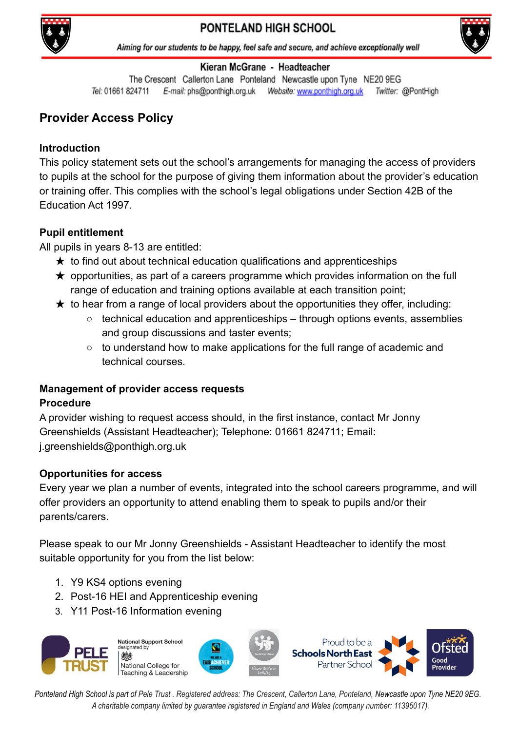# PONTELAND HIGH SCHOOL

*Aiming for our students to be happy, feel safe and secure, and achieve exceptionally well*

**Kieran McGrane - Headteacher**

The Crescent Callerton Lane Ponteland Newcastle upon Tyne NE20 9EG

*Tel:* 01661 824711 *E-mail:* phs@ponthigh.org.uk *Website:* www.ponthigh.org.uk *Twitter:* @PontHigh

## Provider Access Policy

### Introduction

This policy statement sets out the school's arrangements for managing the access of providers to pupils at the school for the purpose of giving them information about the provider's education or training offer. This complies with the school's legal obligations under Section 42B of the Education Act 1997.

### Pupil entitlement

All pupils in years 8-13 are entitled:

- ★ to find out about technical education qualifications and apprenticeships
- ★ opportunities, as part of a careers programme which provides information on the full range of education and training options available at each transition point;
- ★ to hear from a range of local providers about the opportunities they offer, including:
  - technical education and apprenticeships – through options events, assemblies and group discussions and taster events;
  - to understand how to make applications for the full range of academic and technical courses.

### Management of provider access requests

**Procedure**

A provider wishing to request access should, in the first instance, contact Mr Jonny Greenshields (Assistant Headteacher); Telephone: 01661 824711; Email: j.greenshields@ponthigh.org.uk

### Opportunities for access

Every year we plan a number of events, integrated into the school careers programme, and will offer providers an opportunity to attend enabling them to speak to pupils and/or their parents/carers.

Please speak to our Mr Jonny Greenshields - Assistant Headteacher to identify the most suitable opportunity for you from the list below:

1. Y9 KS4 options evening
2. Post-16 HEI and Apprenticeship evening
3. Y11 Post-16 Information evening

PELE TRUST | National Support School designated by National College for Teaching & Leadership | We are a Fair Achiever School | Youth Sport Trust Silver Partner 2014/15 | Proud to be a Schools North East Partner School | Ofsted Good Provider

*Ponteland High School is part of Pele Trust . Registered address: The Crescent, Callerton Lane, Ponteland, Newcastle upon Tyne NE20 9EG. A charitable company limited by guarantee registered in England and Wales (company number: 11395017).*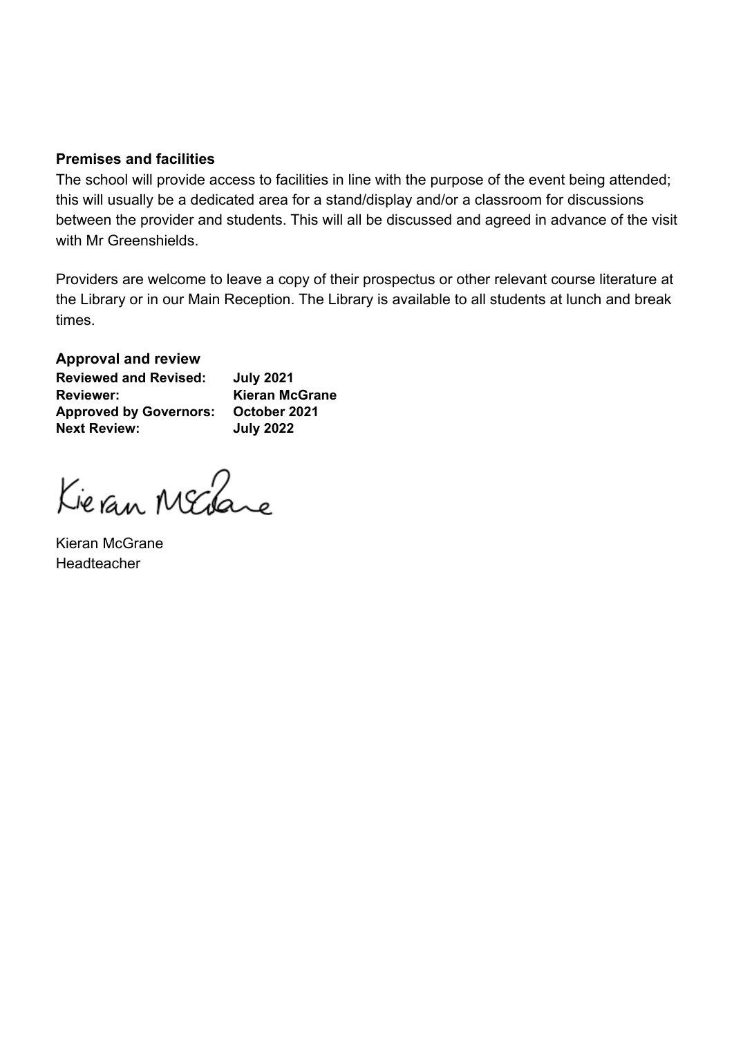**Premises and facilities**

The school will provide access to facilities in line with the purpose of the event being attended; this will usually be a dedicated area for a stand/display and/or a classroom for discussions between the provider and students. This will all be discussed and agreed in advance of the visit with Mr Greenshields.

Providers are welcome to leave a copy of their prospectus or other relevant course literature at the Library or in our Main Reception. The Library is available to all students at lunch and break times.

**Approval and review**

| | |
|---|---|
| **Reviewed and Revised:** | **July 2021** |
| **Reviewer:** | **Kieran McGrane** |
| **Approved by Governors:** | **October 2021** |
| **Next Review:** | **July 2022** |

Kieran McGrane

Kieran McGrane
Headteacher